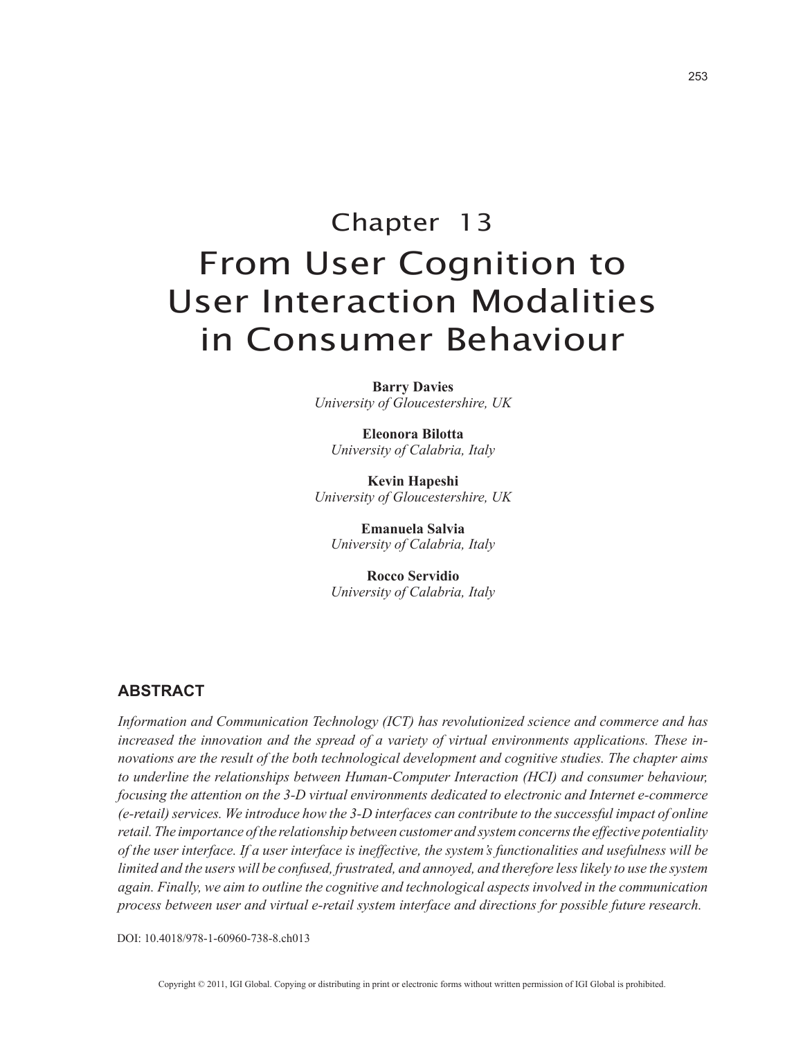# Chapter 13

# From User Cognition to User Interaction Modalities in Consumer Behaviour

**Barry Davies**
*University of Gloucestershire, UK*

**Eleonora Bilotta**
*University of Calabria, Italy*

**Kevin Hapeshi**
*University of Gloucestershire, UK*

**Emanuela Salvia**
*University of Calabria, Italy*

**Rocco Servidio**
*University of Calabria, Italy*

## ABSTRACT

*Information and Communication Technology (ICT) has revolutionized science and commerce and has increased the innovation and the spread of a variety of virtual environments applications. These innovations are the result of the both technological development and cognitive studies. The chapter aims to underline the relationships between Human-Computer Interaction (HCI) and consumer behaviour, focusing the attention on the 3-D virtual environments dedicated to electronic and Internet e-commerce (e-retail) services. We introduce how the 3-D interfaces can contribute to the successful impact of online retail. The importance of the relationship between customer and system concerns the effective potentiality of the user interface. If a user interface is ineffective, the system's functionalities and usefulness will be limited and the users will be confused, frustrated, and annoyed, and therefore less likely to use the system again. Finally, we aim to outline the cognitive and technological aspects involved in the communication process between user and virtual e-retail system interface and directions for possible future research.*

DOI: 10.4018/978-1-60960-738-8.ch013

Copyright © 2011, IGI Global. Copying or distributing in print or electronic forms without written permission of IGI Global is prohibited.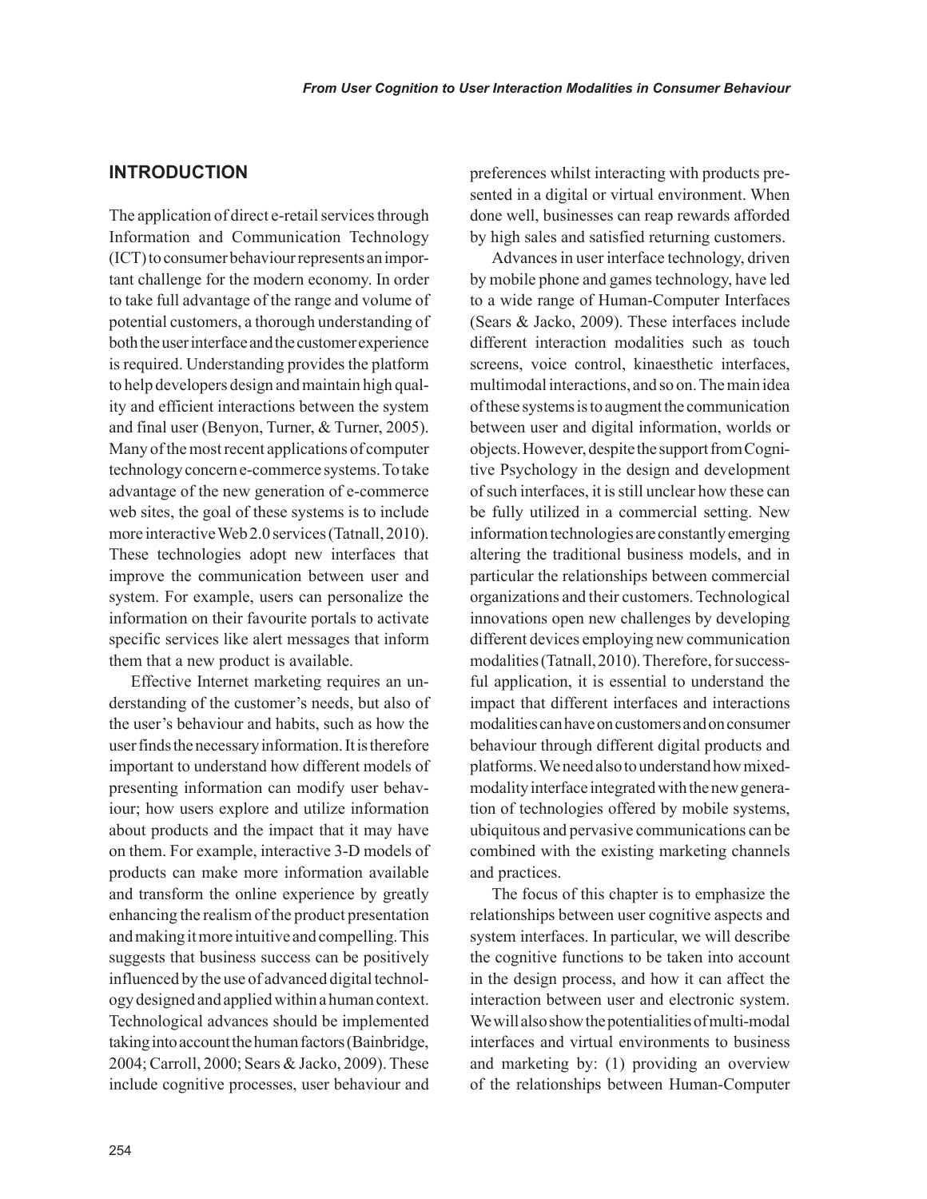## INTRODUCTION

The application of direct e-retail services through Information and Communication Technology (ICT) to consumer behaviour represents an important challenge for the modern economy. In order to take full advantage of the range and volume of potential customers, a thorough understanding of both the user interface and the customer experience is required. Understanding provides the platform to help developers design and maintain high quality and efficient interactions between the system and final user (Benyon, Turner, & Turner, 2005). Many of the most recent applications of computer technology concern e-commerce systems. To take advantage of the new generation of e-commerce web sites, the goal of these systems is to include more interactive Web 2.0 services (Tatnall, 2010). These technologies adopt new interfaces that improve the communication between user and system. For example, users can personalize the information on their favourite portals to activate specific services like alert messages that inform them that a new product is available.

Effective Internet marketing requires an understanding of the customer's needs, but also of the user's behaviour and habits, such as how the user finds the necessary information. It is therefore important to understand how different models of presenting information can modify user behaviour; how users explore and utilize information about products and the impact that it may have on them. For example, interactive 3-D models of products can make more information available and transform the online experience by greatly enhancing the realism of the product presentation and making it more intuitive and compelling. This suggests that business success can be positively influenced by the use of advanced digital technology designed and applied within a human context. Technological advances should be implemented taking into account the human factors (Bainbridge, 2004; Carroll, 2000; Sears & Jacko, 2009). These include cognitive processes, user behaviour and preferences whilst interacting with products presented in a digital or virtual environment. When done well, businesses can reap rewards afforded by high sales and satisfied returning customers.

Advances in user interface technology, driven by mobile phone and games technology, have led to a wide range of Human-Computer Interfaces (Sears & Jacko, 2009). These interfaces include different interaction modalities such as touch screens, voice control, kinaesthetic interfaces, multimodal interactions, and so on. The main idea of these systems is to augment the communication between user and digital information, worlds or objects. However, despite the support from Cognitive Psychology in the design and development of such interfaces, it is still unclear how these can be fully utilized in a commercial setting. New information technologies are constantly emerging altering the traditional business models, and in particular the relationships between commercial organizations and their customers. Technological innovations open new challenges by developing different devices employing new communication modalities (Tatnall, 2010). Therefore, for successful application, it is essential to understand the impact that different interfaces and interactions modalities can have on customers and on consumer behaviour through different digital products and platforms. We need also to understand how mixed-modality interface integrated with the new generation of technologies offered by mobile systems, ubiquitous and pervasive communications can be combined with the existing marketing channels and practices.

The focus of this chapter is to emphasize the relationships between user cognitive aspects and system interfaces. In particular, we will describe the cognitive functions to be taken into account in the design process, and how it can affect the interaction between user and electronic system. We will also show the potentialities of multi-modal interfaces and virtual environments to business and marketing by: (1) providing an overview of the relationships between Human-Computer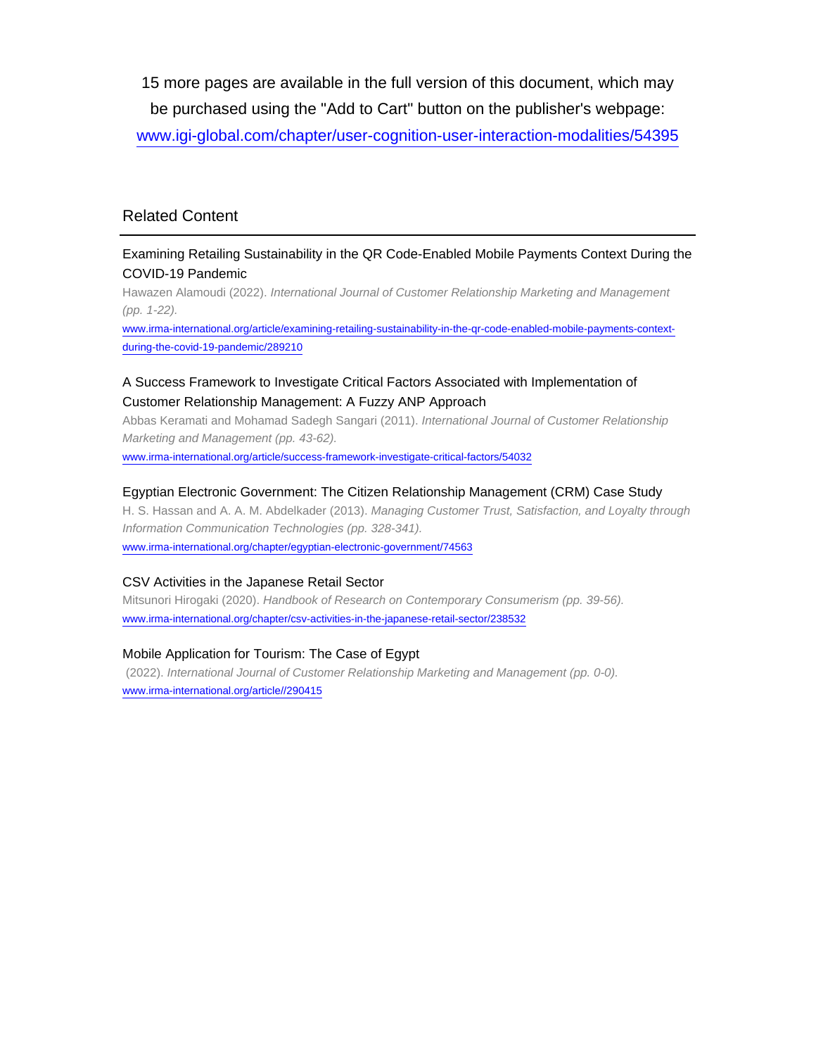15 more pages are available in the full version of this document, which may be purchased using the "Add to Cart" button on the publisher's webpage:
www.igi-global.com/chapter/user-cognition-user-interaction-modalities/54395

## Related Content

**Examining Retailing Sustainability in the QR Code-Enabled Mobile Payments Context During the COVID-19 Pandemic**
Hawazen Alamoudi (2022). *International Journal of Customer Relationship Marketing and Management (pp. 1-22).*
www.irma-international.org/article/examining-retailing-sustainability-in-the-qr-code-enabled-mobile-payments-context-during-the-covid-19-pandemic/289210

**A Success Framework to Investigate Critical Factors Associated with Implementation of Customer Relationship Management: A Fuzzy ANP Approach**
Abbas Keramati and Mohamad Sadegh Sangari (2011). *International Journal of Customer Relationship Marketing and Management (pp. 43-62).*
www.irma-international.org/article/success-framework-investigate-critical-factors/54032

**Egyptian Electronic Government: The Citizen Relationship Management (CRM) Case Study**
H. S. Hassan and A. A. M. Abdelkader (2013). *Managing Customer Trust, Satisfaction, and Loyalty through Information Communication Technologies (pp. 328-341).*
www.irma-international.org/chapter/egyptian-electronic-government/74563

**CSV Activities in the Japanese Retail Sector**
Mitsunori Hirogaki (2020). *Handbook of Research on Contemporary Consumerism (pp. 39-56).*
www.irma-international.org/chapter/csv-activities-in-the-japanese-retail-sector/238532

**Mobile Application for Tourism: The Case of Egypt**
(2022). *International Journal of Customer Relationship Marketing and Management (pp. 0-0).*
www.irma-international.org/article//290415